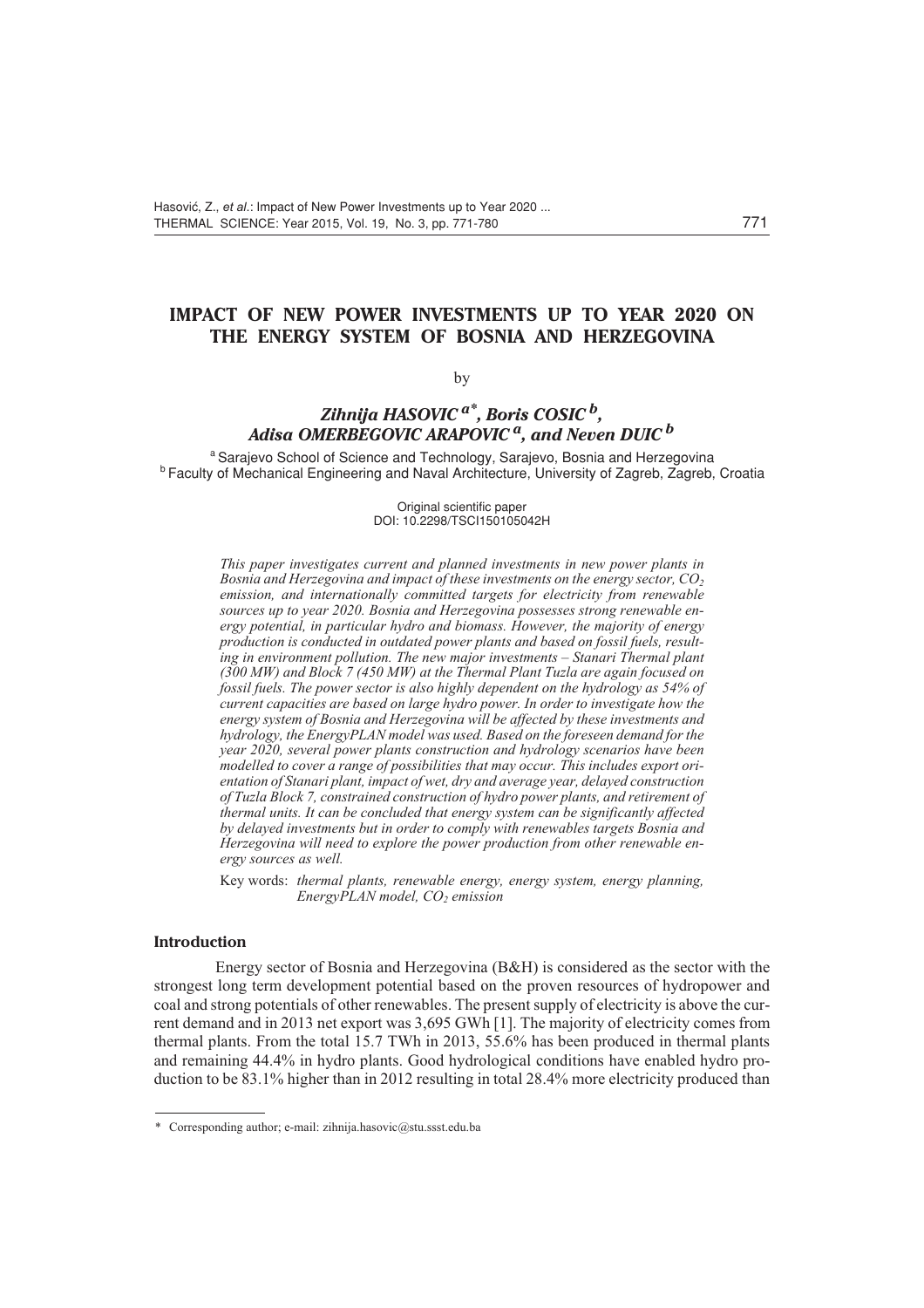# IMPACT OF NEW POWER INVESTMENTS UP TO YEAR 2020 ON THE ENERGY SYSTEM OF BOSNIA AND HERZEGOVINA

by

***Zihnija HASOVIC*** [a*], ***Boris COSIC*** [b], ***Adisa OMERBEGOVIC ARAPOVIC*** [a], ***and Neven DUIC*** [b]

[a] Sarajevo School of Science and Technology, Sarajevo, Bosnia and Herzegovina
[b] Faculty of Mechanical Engineering and Naval Architecture, University of Zagreb, Zagreb, Croatia

Original scientific paper
DOI: 10.2298/TSCI150105042H

*This paper investigates current and planned investments in new power plants in Bosnia and Herzegovina and impact of these investments on the energy sector, $CO_2$ emission, and internationally committed targets for electricity from renewable sources up to year 2020. Bosnia and Herzegovina possesses strong renewable energy potential, in particular hydro and biomass. However, the majority of energy production is conducted in outdated power plants and based on fossil fuels, resulting in environment pollution. The new major investments – Stanari Thermal plant (300 MW) and Block 7 (450 MW) at the Thermal Plant Tuzla are again focused on fossil fuels. The power sector is also highly dependent on the hydrology as 54% of current capacities are based on large hydro power. In order to investigate how the energy system of Bosnia and Herzegovina will be affected by these investments and hydrology, the EnergyPLAN model was used. Based on the foreseen demand for the year 2020, several power plants construction and hydrology scenarios have been modelled to cover a range of possibilities that may occur. This includes export orientation of Stanari plant, impact of wet, dry and average year, delayed construction of Tuzla Block 7, constrained construction of hydro power plants, and retirement of thermal units. It can be concluded that energy system can be significantly affected by delayed investments but in order to comply with renewables targets Bosnia and Herzegovina will need to explore the power production from other renewable energy sources as well.*

Key words: *thermal plants, renewable energy, energy system, energy planning, EnergyPLAN model, $CO_2$ emission*

## Introduction

Energy sector of Bosnia and Herzegovina (B&H) is considered as the sector with the strongest long term development potential based on the proven resources of hydropower and coal and strong potentials of other renewables. The present supply of electricity is above the current demand and in 2013 net export was 3,695 GWh [1]. The majority of electricity comes from thermal plants. From the total 15.7 TWh in 2013, 55.6% has been produced in thermal plants and remaining 44.4% in hydro plants. Good hydrological conditions have enabled hydro production to be 83.1% higher than in 2012 resulting in total 28.4% more electricity produced than

* Corresponding author; e-mail: zihnija.hasovic@stu.ssst.edu.ba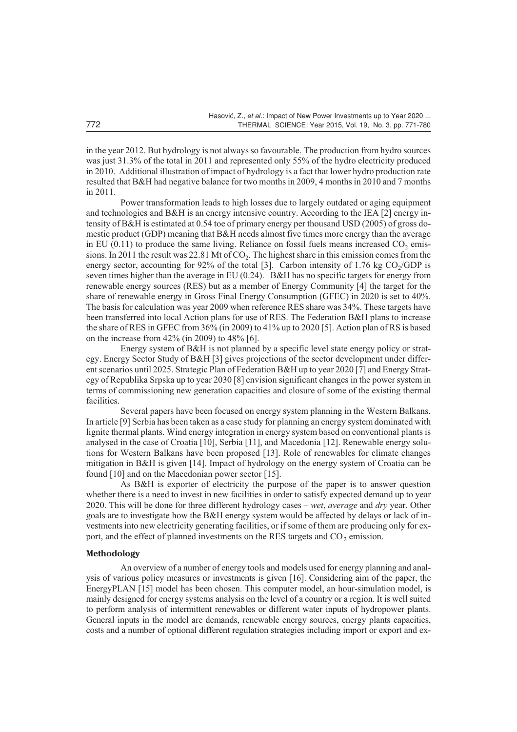in the year 2012. But hydrology is not always so favourable. The production from hydro sources was just 31.3% of the total in 2011 and represented only 55% of the hydro electricity produced in 2010. Additional illustration of impact of hydrology is a fact that lower hydro production rate resulted that B&H had negative balance for two months in 2009, 4 months in 2010 and 7 months in 2011.

Power transformation leads to high losses due to largely outdated or aging equipment and technologies and B&H is an energy intensive country. According to the IEA [2] energy intensity of B&H is estimated at 0.54 toe of primary energy per thousand USD (2005) of gross domestic product (GDP) meaning that B&H needs almost five times more energy than the average in EU (0.11) to produce the same living. Reliance on fossil fuels means increased $CO_2$ emissions. In 2011 the result was 22.81 Mt of $CO_2$. The highest share in this emission comes from the energy sector, accounting for 92% of the total [3]. Carbon intensity of 1.76 kg $CO_2$/GDP is seven times higher than the average in EU (0.24). B&H has no specific targets for energy from renewable energy sources (RES) but as a member of Energy Community [4] the target for the share of renewable energy in Gross Final Energy Consumption (GFEC) in 2020 is set to 40%. The basis for calculation was year 2009 when reference RES share was 34%. These targets have been transferred into local Action plans for use of RES. The Federation B&H plans to increase the share of RES in GFEC from 36% (in 2009) to 41% up to 2020 [5]. Action plan of RS is based on the increase from 42% (in 2009) to 48% [6].

Energy system of B&H is not planned by a specific level state energy policy or strategy. Energy Sector Study of B&H [3] gives projections of the sector development under different scenarios until 2025. Strategic Plan of Federation B&H up to year 2020 [7] and Energy Strategy of Republika Srpska up to year 2030 [8] envision significant changes in the power system in terms of commissioning new generation capacities and closure of some of the existing thermal facilities.

Several papers have been focused on energy system planning in the Western Balkans. In article [9] Serbia has been taken as a case study for planning an energy system dominated with lignite thermal plants. Wind energy integration in energy system based on conventional plants is analysed in the case of Croatia [10], Serbia [11], and Macedonia [12]. Renewable energy solutions for Western Balkans have been proposed [13]. Role of renewables for climate changes mitigation in B&H is given [14]. Impact of hydrology on the energy system of Croatia can be found [10] and on the Macedonian power sector [15].

As B&H is exporter of electricity the purpose of the paper is to answer question whether there is a need to invest in new facilities in order to satisfy expected demand up to year 2020. This will be done for three different hydrology cases – *wet*, *average* and *dry* year. Other goals are to investigate how the B&H energy system would be affected by delays or lack of investments into new electricity generating facilities, or if some of them are producing only for export, and the effect of planned investments on the RES targets and $CO_2$ emission.

## Methodology

An overview of a number of energy tools and models used for energy planning and analysis of various policy measures or investments is given [16]. Considering aim of the paper, the EnergyPLAN [15] model has been chosen. This computer model, an hour-simulation model, is mainly designed for energy systems analysis on the level of a country or a region. It is well suited to perform analysis of intermittent renewables or different water inputs of hydropower plants. General inputs in the model are demands, renewable energy sources, energy plants capacities, costs and a number of optional different regulation strategies including import or export and ex-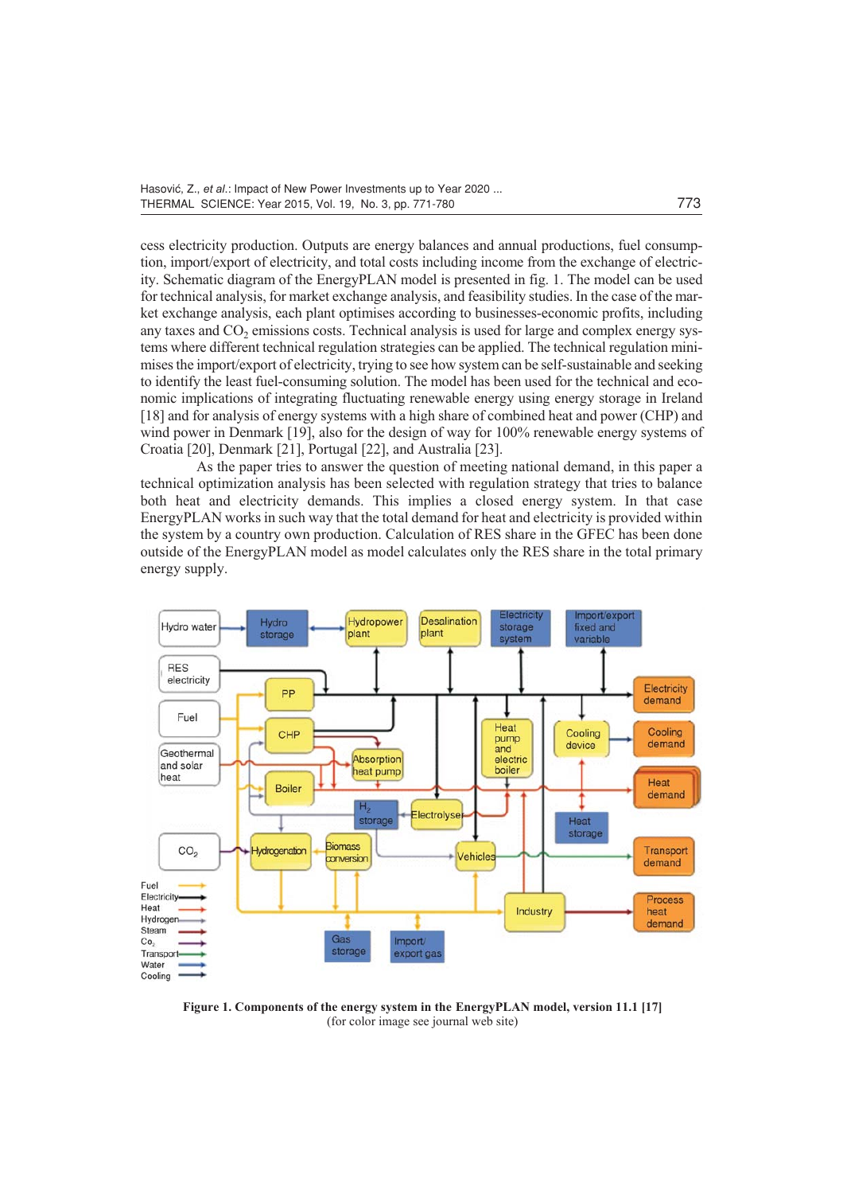cess electricity production. Outputs are energy balances and annual productions, fuel consumption, import/export of electricity, and total costs including income from the exchange of electricity. Schematic diagram of the EnergyPLAN model is presented in fig. 1. The model can be used for technical analysis, for market exchange analysis, and feasibility studies. In the case of the market exchange analysis, each plant optimises according to businesses-economic profits, including any taxes and $CO_2$ emissions costs. Technical analysis is used for large and complex energy systems where different technical regulation strategies can be applied. The technical regulation minimises the import/export of electricity, trying to see how system can be self-sustainable and seeking to identify the least fuel-consuming solution. The model has been used for the technical and economic implications of integrating fluctuating renewable energy using energy storage in Ireland [18] and for analysis of energy systems with a high share of combined heat and power (CHP) and wind power in Denmark [19], also for the design of way for 100% renewable energy systems of Croatia [20], Denmark [21], Portugal [22], and Australia [23].

As the paper tries to answer the question of meeting national demand, in this paper a technical optimization analysis has been selected with regulation strategy that tries to balance both heat and electricity demands. This implies a closed energy system. In that case EnergyPLAN works in such way that the total demand for heat and electricity is provided within the system by a country own production. Calculation of RES share in the GFEC has been done outside of the EnergyPLAN model as model calculates only the RES share in the total primary energy supply.

**Figure 1. Components of the energy system in the EnergyPLAN model, version 11.1 [17]**
(for color image see journal web site)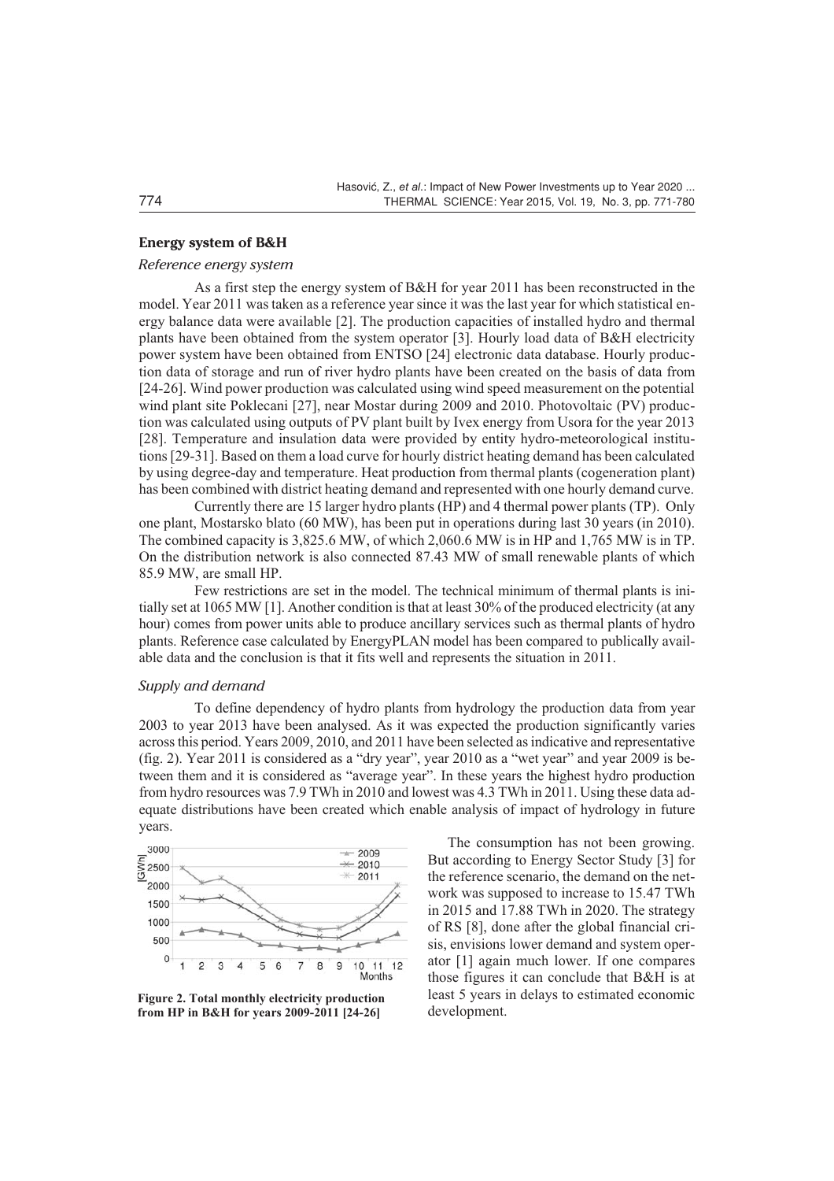## Energy system of B&H

### *Reference energy system*

As a first step the energy system of B&H for year 2011 has been reconstructed in the model. Year 2011 was taken as a reference year since it was the last year for which statistical energy balance data were available [2]. The production capacities of installed hydro and thermal plants have been obtained from the system operator [3]. Hourly load data of B&H electricity power system have been obtained from ENTSO [24] electronic data database. Hourly production data of storage and run of river hydro plants have been created on the basis of data from [24-26]. Wind power production was calculated using wind speed measurement on the potential wind plant site Poklecani [27], near Mostar during 2009 and 2010. Photovoltaic (PV) production was calculated using outputs of PV plant built by Ivex energy from Usora for the year 2013 [28]. Temperature and insulation data were provided by entity hydro-meteorological institutions [29-31]. Based on them a load curve for hourly district heating demand has been calculated by using degree-day and temperature. Heat production from thermal plants (cogeneration plant) has been combined with district heating demand and represented with one hourly demand curve.

Currently there are 15 larger hydro plants (HP) and 4 thermal power plants (TP). Only one plant, Mostarsko blato (60 MW), has been put in operations during last 30 years (in 2010). The combined capacity is 3,825.6 MW, of which 2,060.6 MW is in HP and 1,765 MW is in TP. On the distribution network is also connected 87.43 MW of small renewable plants of which 85.9 MW, are small HP.

Few restrictions are set in the model. The technical minimum of thermal plants is initially set at 1065 MW [1]. Another condition is that at least 30% of the produced electricity (at any hour) comes from power units able to produce ancillary services such as thermal plants of hydro plants. Reference case calculated by EnergyPLAN model has been compared to publically available data and the conclusion is that it fits well and represents the situation in 2011.

### *Supply and demand*

To define dependency of hydro plants from hydrology the production data from year 2003 to year 2013 have been analysed. As it was expected the production significantly varies across this period. Years 2009, 2010, and 2011 have been selected as indicative and representative (fig. 2). Year 2011 is considered as a "dry year", year 2010 as a "wet year" and year 2009 is between them and it is considered as "average year". In these years the highest hydro production from hydro resources was 7.9 TWh in 2010 and lowest was 4.3 TWh in 2011. Using these data adequate distributions have been created which enable analysis of impact of hydrology in future years.

**Figure 2. Total monthly electricity production from HP in B&H for years 2009-2011 [24-26]**

The consumption has not been growing. But according to Energy Sector Study [3] for the reference scenario, the demand on the network was supposed to increase to 15.47 TWh in 2015 and 17.88 TWh in 2020. The strategy of RS [8], done after the global financial crisis, envisions lower demand and system operator [1] again much lower. If one compares those figures it can conclude that B&H is at least 5 years in delays to estimated economic development.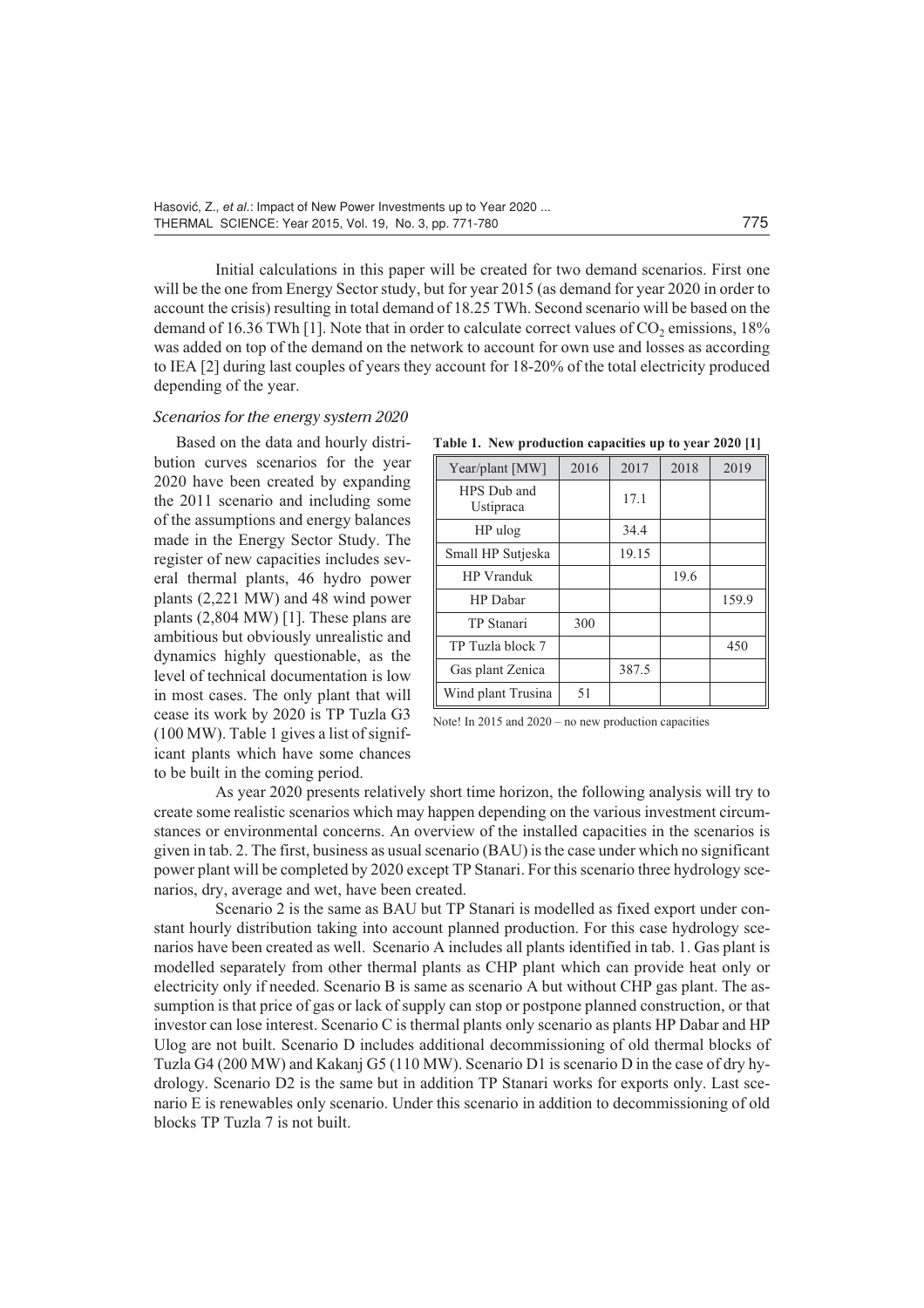Initial calculations in this paper will be created for two demand scenarios. First one will be the one from Energy Sector study, but for year 2015 (as demand for year 2020 in order to account the crisis) resulting in total demand of 18.25 TWh. Second scenario will be based on the demand of 16.36 TWh [1]. Note that in order to calculate correct values of $CO_2$ emissions, 18% was added on top of the demand on the network to account for own use and losses as according to IEA [2] during last couples of years they account for 18-20% of the total electricity produced depending of the year.

### *Scenarios for the energy system 2020*

Based on the data and hourly distribution curves scenarios for the year 2020 have been created by expanding the 2011 scenario and including some of the assumptions and energy balances made in the Energy Sector Study. The register of new capacities includes several thermal plants, 46 hydro power plants (2,221 MW) and 48 wind power plants (2,804 MW) [1]. These plans are ambitious but obviously unrealistic and dynamics highly questionable, as the level of technical documentation is low in most cases. The only plant that will cease its work by 2020 is TP Tuzla G3 (100 MW). Table 1 gives a list of significant plants which have some chances to be built in the coming period.

**Table 1. New production capacities up to year 2020 [1]**

| Year/plant [MW] | 2016 | 2017 | 2018 | 2019 |
|---|---|---|---|---|
| HPS Dub and Ustipraca | | 17.1 | | |
| HP ulog | | 34.4 | | |
| Small HP Sutjeska | | 19.15 | | |
| HP Vranduk | | | 19.6 | |
| HP Dabar | | | | 159.9 |
| TP Stanari | 300 | | | |
| TP Tuzla block 7 | | | | 450 |
| Gas plant Zenica | | 387.5 | | |
| Wind plant Trusina | 51 | | | |

Note! In 2015 and 2020 – no new production capacities

As year 2020 presents relatively short time horizon, the following analysis will try to create some realistic scenarios which may happen depending on the various investment circumstances or environmental concerns. An overview of the installed capacities in the scenarios is given in tab. 2. The first, business as usual scenario (BAU) is the case under which no significant power plant will be completed by 2020 except TP Stanari. For this scenario three hydrology scenarios, dry, average and wet, have been created.

Scenario 2 is the same as BAU but TP Stanari is modelled as fixed export under constant hourly distribution taking into account planned production. For this case hydrology scenarios have been created as well. Scenario A includes all plants identified in tab. 1. Gas plant is modelled separately from other thermal plants as CHP plant which can provide heat only or electricity only if needed. Scenario B is same as scenario A but without CHP gas plant. The assumption is that price of gas or lack of supply can stop or postpone planned construction, or that investor can lose interest. Scenario C is thermal plants only scenario as plants HP Dabar and HP Ulog are not built. Scenario D includes additional decommissioning of old thermal blocks of Tuzla G4 (200 MW) and Kakanj G5 (110 MW). Scenario D1 is scenario D in the case of dry hydrology. Scenario D2 is the same but in addition TP Stanari works for exports only. Last scenario E is renewables only scenario. Under this scenario in addition to decommissioning of old blocks TP Tuzla 7 is not built.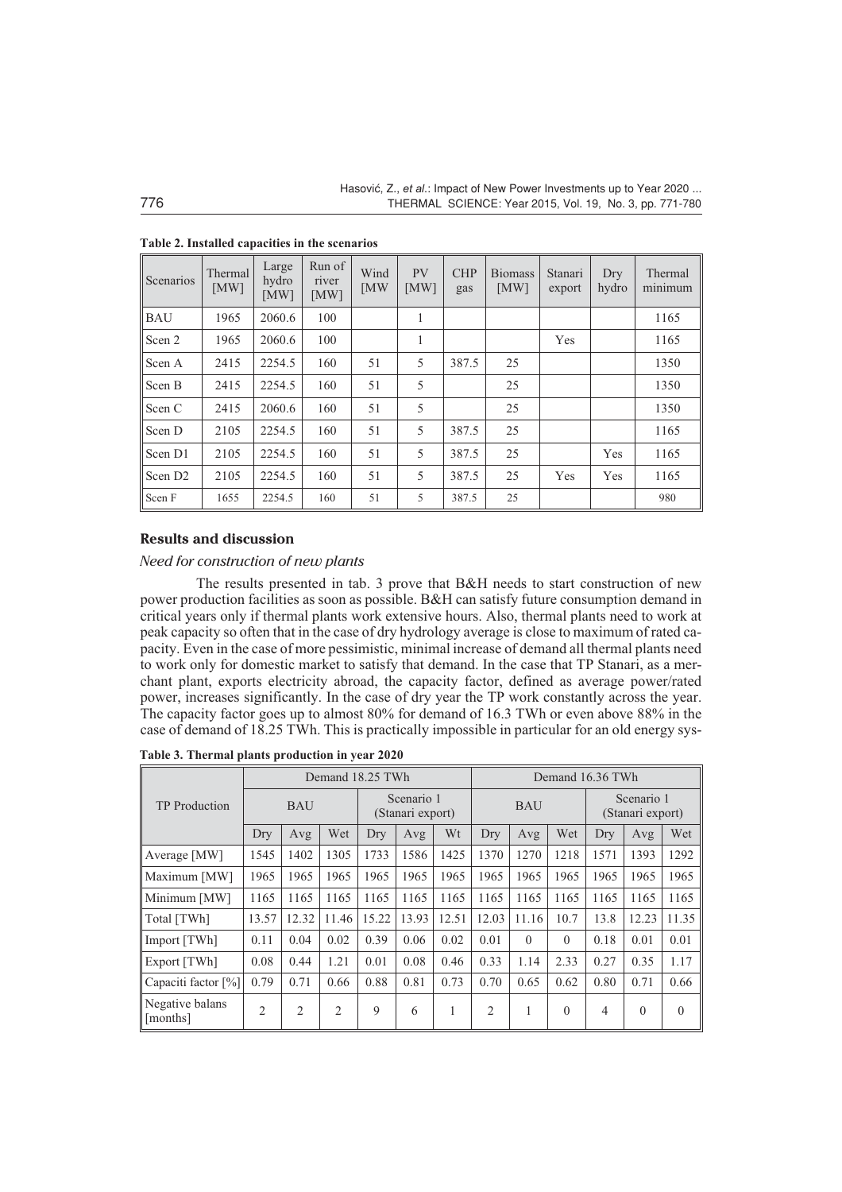**Table 2. Installed capacities in the scenarios**

| Scenarios | Thermal [MW] | Large hydro [MW] | Run of river [MW] | Wind [MW | PV [MW] | CHP gas | Biomass [MW] | Stanari export | Dry hydro | Thermal minimum |
|---|---|---|---|---|---|---|---|---|---|---|
| BAU | 1965 | 2060.6 | 100 | | 1 | | | | | 1165 |
| Scen 2 | 1965 | 2060.6 | 100 | | 1 | | | Yes | | 1165 |
| Scen A | 2415 | 2254.5 | 160 | 51 | 5 | 387.5 | 25 | | | 1350 |
| Scen B | 2415 | 2254.5 | 160 | 51 | 5 | | 25 | | | 1350 |
| Scen C | 2415 | 2060.6 | 160 | 51 | 5 | | 25 | | | 1350 |
| Scen D | 2105 | 2254.5 | 160 | 51 | 5 | 387.5 | 25 | | | 1165 |
| Scen D1 | 2105 | 2254.5 | 160 | 51 | 5 | 387.5 | 25 | | Yes | 1165 |
| Scen D2 | 2105 | 2254.5 | 160 | 51 | 5 | 387.5 | 25 | Yes | Yes | 1165 |
| Scen F | 1655 | 2254.5 | 160 | 51 | 5 | 387.5 | 25 | | | 980 |

## Results and discussion

### *Need for construction of new plants*

The results presented in tab. 3 prove that B&H needs to start construction of new power production facilities as soon as possible. B&H can satisfy future consumption demand in critical years only if thermal plants work extensive hours. Also, thermal plants need to work at peak capacity so often that in the case of dry hydrology average is close to maximum of rated capacity. Even in the case of more pessimistic, minimal increase of demand all thermal plants need to work only for domestic market to satisfy that demand. In the case that TP Stanari, as a merchant plant, exports electricity abroad, the capacity factor, defined as average power/rated power, increases significantly. In the case of dry year the TP work constantly across the year. The capacity factor goes up to almost 80% for demand of 16.3 TWh or even above 88% in the case of demand of 18.25 TWh. This is practically impossible in particular for an old energy sys-

**Table 3. Thermal plants production in year 2020**

| TP Production | Demand 18.25 TWh | | | | | | Demand 16.36 TWh | | | | | |
|---|---|---|---|---|---|---|---|---|---|---|---|---|
| | BAU | | | Scenario 1 (Stanari export) | | | BAU | | | Scenario 1 (Stanari export) | | |
| | Dry | Avg | Wet | Dry | Avg | Wt | Dry | Avg | Wet | Dry | Avg | Wet |
| Average [MW] | 1545 | 1402 | 1305 | 1733 | 1586 | 1425 | 1370 | 1270 | 1218 | 1571 | 1393 | 1292 |
| Maximum [MW] | 1965 | 1965 | 1965 | 1965 | 1965 | 1965 | 1965 | 1965 | 1965 | 1965 | 1965 | 1965 |
| Minimum [MW] | 1165 | 1165 | 1165 | 1165 | 1165 | 1165 | 1165 | 1165 | 1165 | 1165 | 1165 | 1165 |
| Total [TWh] | 13.57 | 12.32 | 11.46 | 15.22 | 13.93 | 12.51 | 12.03 | 11.16 | 10.7 | 13.8 | 12.23 | 11.35 |
| Import [TWh] | 0.11 | 0.04 | 0.02 | 0.39 | 0.06 | 0.02 | 0.01 | 0 | 0 | 0.18 | 0.01 | 0.01 |
| Export [TWh] | 0.08 | 0.44 | 1.21 | 0.01 | 0.08 | 0.46 | 0.33 | 1.14 | 2.33 | 0.27 | 0.35 | 1.17 |
| Capaciti factor [%] | 0.79 | 0.71 | 0.66 | 0.88 | 0.81 | 0.73 | 0.70 | 0.65 | 0.62 | 0.80 | 0.71 | 0.66 |
| Negative balans [months] | 2 | 2 | 2 | 9 | 6 | 1 | 2 | 1 | 0 | 4 | 0 | 0 |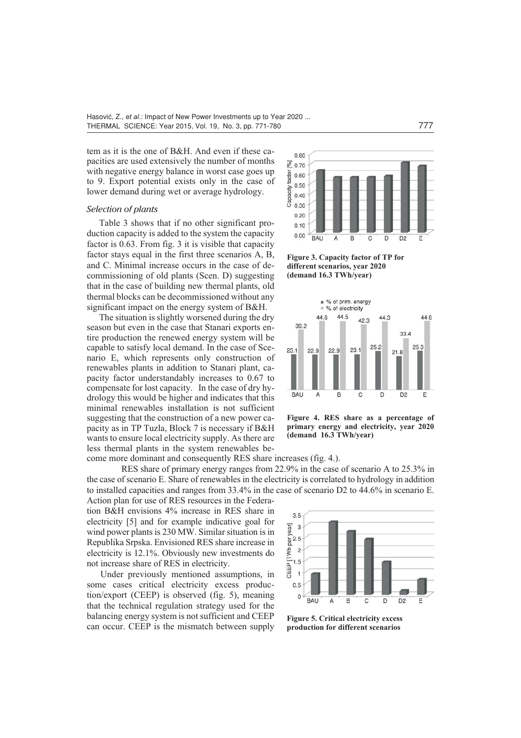tem as it is the one of B&H. And even if these capacities are used extensively the number of months with negative energy balance in worst case goes up to 9. Export potential exists only in the case of lower demand during wet or average hydrology.

### *Selection of plants*

Table 3 shows that if no other significant production capacity is added to the system the capacity factor is 0.63. From fig. 3 it is visible that capacity factor stays equal in the first three scenarios A, B, and C. Minimal increase occurs in the case of decommissioning of old plants (Scen. D) suggesting that in the case of building new thermal plants, old thermal blocks can be decommissioned without any significant impact on the energy system of B&H.

The situation is slightly worsened during the dry season but even in the case that Stanari exports entire production the renewed energy system will be capable to satisfy local demand. In the case of Scenario E, which represents only construction of renewables plants in addition to Stanari plant, capacity factor understandably increases to 0.67 to compensate for lost capacity. In the case of dry hydrology this would be higher and indicates that this minimal renewables installation is not sufficient suggesting that the construction of a new power capacity as in TP Tuzla, Block 7 is necessary if B&H wants to ensure local electricity supply. As there are less thermal plants in the system renewables become more dominant and consequently RES share increases (fig. 4.).

**Figure 3. Capacity factor of TP for different scenarios, year 2020 (demand 16.3 TWh/year)**

**Figure 4. RES share as a percentage of primary energy and electricity, year 2020 (demand 16.3 TWh/year)**

RES share of primary energy ranges from 22.9% in the case of scenario A to 25.3% in the case of scenario E. Share of renewables in the electricity is correlated to hydrology in addition to installed capacities and ranges from 33.4% in the case of scenario D2 to 44.6% in scenario E.

Action plan for use of RES resources in the Federation B&H envisions 4% increase in RES share in electricity [5] and for example indicative goal for wind power plants is 230 MW. Similar situation is in Republika Srpska. Envisioned RES share increase in electricity is 12.1%. Obviously new investments do not increase share of RES in electricity.

Under previously mentioned assumptions, in some cases critical electricity excess production/export (CEEP) is observed (fig. 5), meaning that the technical regulation strategy used for the balancing energy system is not sufficient and CEEP can occur. CEEP is the mismatch between supply

**Figure 5. Critical electricity excess production for different scenarios**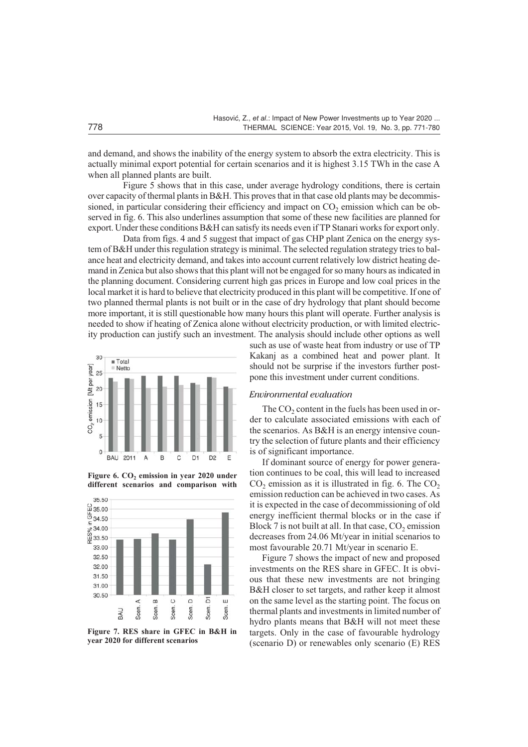and demand, and shows the inability of the energy system to absorb the extra electricity. This is actually minimal export potential for certain scenarios and it is highest 3.15 TWh in the case A when all planned plants are built.

Figure 5 shows that in this case, under average hydrology conditions, there is certain over capacity of thermal plants in B&H. This proves that in that case old plants may be decommissioned, in particular considering their efficiency and impact on $CO_2$ emission which can be observed in fig. 6. This also underlines assumption that some of these new facilities are planned for export. Under these conditions B&H can satisfy its needs even if TP Stanari works for export only.

Data from figs. 4 and 5 suggest that impact of gas CHP plant Zenica on the energy system of B&H under this regulation strategy is minimal. The selected regulation strategy tries to balance heat and electricity demand, and takes into account current relatively low district heating demand in Zenica but also shows that this plant will not be engaged for so many hours as indicated in the planning document. Considering current high gas prices in Europe and low coal prices in the local market it is hard to believe that electricity produced in this plant will be competitive. If one of two planned thermal plants is not built or in the case of dry hydrology that plant should become more important, it is still questionable how many hours this plant will operate. Further analysis is needed to show if heating of Zenica alone without electricity production, or with limited electricity production can justify such an investment. The analysis should include other options as well such as use of waste heat from industry or use of TP Kakanj as a combined heat and power plant. It should not be surprise if the investors further postpone this investment under current conditions.

Figure 6. $CO_2$ emission in year 2020 under different scenarios and comparison with

Figure 7. RES share in GFEC in B&H in year 2020 for different scenarios

### *Environmental evaluation*

The $CO_2$ content in the fuels has been used in order to calculate associated emissions with each of the scenarios. As B&H is an energy intensive country the selection of future plants and their efficiency is of significant importance.

If dominant source of energy for power generation continues to be coal, this will lead to increased $CO_2$ emission as it is illustrated in fig. 6. The $CO_2$ emission reduction can be achieved in two cases. As it is expected in the case of decommissioning of old energy inefficient thermal blocks or in the case if Block 7 is not built at all. In that case, $CO_2$ emission decreases from 24.06 Mt/year in initial scenarios to most favourable 20.71 Mt/year in scenario E.

Figure 7 shows the impact of new and proposed investments on the RES share in GFEC. It is obvious that these new investments are not bringing B&H closer to set targets, and rather keep it almost on the same level as the starting point. The focus on thermal plants and investments in limited number of hydro plants means that B&H will not meet these targets. Only in the case of favourable hydrology (scenario D) or renewables only scenario (E) RES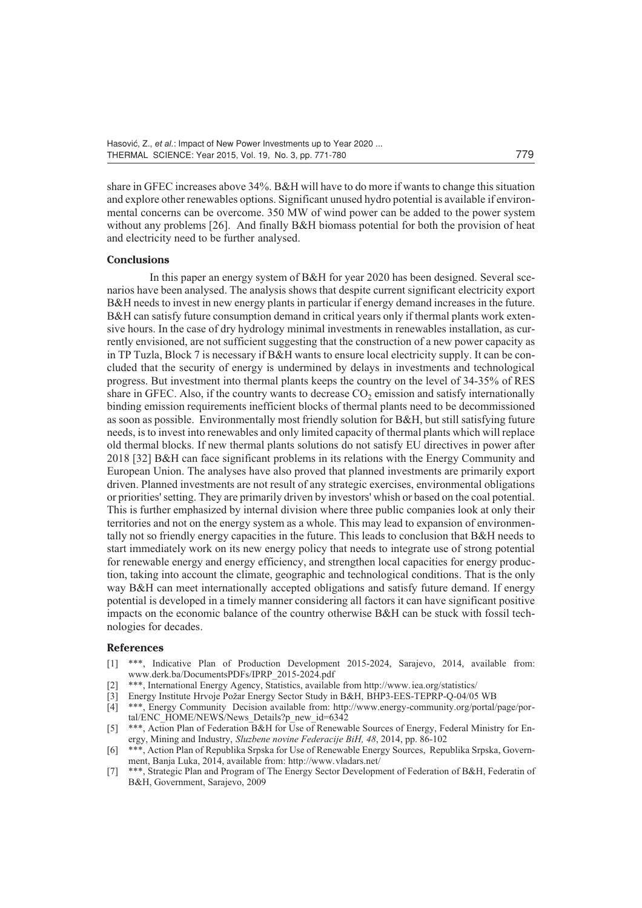share in GFEC increases above 34%. B&H will have to do more if wants to change this situation and explore other renewables options. Significant unused hydro potential is available if environmental concerns can be overcome. 350 MW of wind power can be added to the power system without any problems [26]. And finally B&H biomass potential for both the provision of heat and electricity need to be further analysed.

## Conclusions

In this paper an energy system of B&H for year 2020 has been designed. Several scenarios have been analysed. The analysis shows that despite current significant electricity export B&H needs to invest in new energy plants in particular if energy demand increases in the future. B&H can satisfy future consumption demand in critical years only if thermal plants work extensive hours. In the case of dry hydrology minimal investments in renewables installation, as currently envisioned, are not sufficient suggesting that the construction of a new power capacity as in TP Tuzla, Block 7 is necessary if B&H wants to ensure local electricity supply. It can be concluded that the security of energy is undermined by delays in investments and technological progress. But investment into thermal plants keeps the country on the level of 34-35% of RES share in GFEC. Also, if the country wants to decrease $CO_2$ emission and satisfy internationally binding emission requirements inefficient blocks of thermal plants need to be decommissioned as soon as possible. Environmentally most friendly solution for B&H, but still satisfying future needs, is to invest into renewables and only limited capacity of thermal plants which will replace old thermal blocks. If new thermal plants solutions do not satisfy EU directives in power after 2018 [32] B&H can face significant problems in its relations with the Energy Community and European Union. The analyses have also proved that planned investments are primarily export driven. Planned investments are not result of any strategic exercises, environmental obligations or priorities' setting. They are primarily driven by investors' whish or based on the coal potential. This is further emphasized by internal division where three public companies look at only their territories and not on the energy system as a whole. This may lead to expansion of environmentally not so friendly energy capacities in the future. This leads to conclusion that B&H needs to start immediately work on its new energy policy that needs to integrate use of strong potential for renewable energy and energy efficiency, and strengthen local capacities for energy production, taking into account the climate, geographic and technological conditions. That is the only way B&H can meet internationally accepted obligations and satisfy future demand. If energy potential is developed in a timely manner considering all factors it can have significant positive impacts on the economic balance of the country otherwise B&H can be stuck with fossil technologies for decades.

## References

[1] ***, Indicative Plan of Production Development 2015-2024, Sarajevo, 2014, available from: www.derk.ba/DocumentsPDFs/IPRP_2015-2024.pdf

[2] ***, International Energy Agency, Statistics, available from http://www.iea.org/statistics/

[3] Energy Institute Hrvoje Požar Energy Sector Study in B&H, BHP3-EES-TEPRP-Q-04/05 WB

[4] ***, Energy Community Decision available from: http://www.energy-community.org/portal/page/portal/ENC_HOME/NEWS/News_Details?p_new_id=6342

[5] ***, Action Plan of Federation B&H for Use of Renewable Sources of Energy, Federal Ministry for Energy, Mining and Industry, *Sluzbene novine Federacije BiH, 48*, 2014, pp. 86-102

[6] ***, Action Plan of Republika Srpska for Use of Renewable Energy Sources, Republika Srpska, Government, Banja Luka, 2014, available from: http://www.vladars.net/

[7] ***, Strategic Plan and Program of The Energy Sector Development of Federation of B&H, Federatin of B&H, Government, Sarajevo, 2009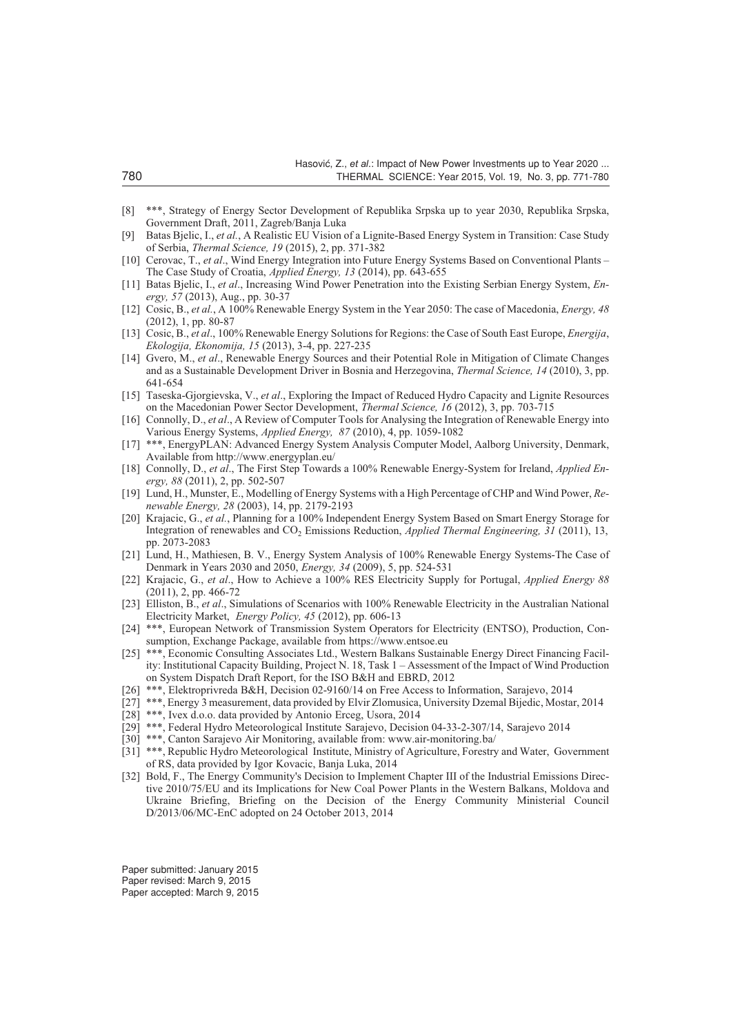- [8] ***, Strategy of Energy Sector Development of Republika Srpska up to year 2030, Republika Srpska, Government Draft, 2011, Zagreb/Banja Luka
- [9] Batas Bjelic, I., *et al.*, A Realistic EU Vision of a Lignite-Based Energy System in Transition: Case Study of Serbia, *Thermal Science, 19* (2015), 2, pp. 371-382
- [10] Cerovac, T., *et al*., Wind Energy Integration into Future Energy Systems Based on Conventional Plants – The Case Study of Croatia, *Applied Energy, 13* (2014), pp. 643-655
- [11] Batas Bjelic, I., *et al*., Increasing Wind Power Penetration into the Existing Serbian Energy System, *Energy, 57* (2013), Aug., pp. 30-37
- [12] Cosic, B., *et al.*, A 100% Renewable Energy System in the Year 2050: The case of Macedonia, *Energy, 48* (2012), 1, pp. 80-87
- [13] Cosic, B., *et al*., 100% Renewable Energy Solutions for Regions: the Case of South East Europe, *Energija*, *Ekologija, Ekonomija, 15* (2013), 3-4, pp. 227-235
- [14] Gvero, M., *et al*., Renewable Energy Sources and their Potential Role in Mitigation of Climate Changes and as a Sustainable Development Driver in Bosnia and Herzegovina, *Thermal Science, 14* (2010), 3, pp. 641-654
- [15] Taseska-Gjorgievska, V., *et al*., Exploring the Impact of Reduced Hydro Capacity and Lignite Resources on the Macedonian Power Sector Development, *Thermal Science, 16* (2012), 3, pp. 703-715
- [16] Connolly, D., *et al*., A Review of Computer Tools for Analysing the Integration of Renewable Energy into Various Energy Systems, *Applied Energy, 87* (2010), 4, pp. 1059-1082
- [17] ***, EnergyPLAN: Advanced Energy System Analysis Computer Model, Aalborg University, Denmark, Available from http://www.energyplan.eu/
- [18] Connolly, D., *et al*., The First Step Towards a 100% Renewable Energy-System for Ireland, *Applied Energy, 88* (2011), 2, pp. 502-507
- [19] Lund, H., Munster, E., Modelling of Energy Systems with a High Percentage of CHP and Wind Power, *Renewable Energy, 28* (2003), 14, pp. 2179-2193
- [20] Krajacic, G., *et al.*, Planning for a 100% Independent Energy System Based on Smart Energy Storage for Integration of renewables and $CO_2$ Emissions Reduction, *Applied Thermal Engineering, 31* (2011), 13, pp. 2073-2083
- [21] Lund, H., Mathiesen, B. V., Energy System Analysis of 100% Renewable Energy Systems-The Case of Denmark in Years 2030 and 2050, *Energy, 34* (2009), 5, pp. 524-531
- [22] Krajacic, G., *et al*., How to Achieve a 100% RES Electricity Supply for Portugal, *Applied Energy 88* (2011), 2, pp. 466-72
- [23] Elliston, B., *et al*., Simulations of Scenarios with 100% Renewable Electricity in the Australian National Electricity Market, *Energy Policy, 45* (2012), pp. 606-13
- [24] ***, European Network of Transmission System Operators for Electricity (ENTSO), Production, Consumption, Exchange Package, available from https://www.entsoe.eu
- [25] ***, Economic Consulting Associates Ltd., Western Balkans Sustainable Energy Direct Financing Facility: Institutional Capacity Building, Project N. 18, Task 1 – Assessment of the Impact of Wind Production on System Dispatch Draft Report, for the ISO B&H and EBRD, 2012
- [26] ***, Elektroprivreda B&H, Decision 02-9160/14 on Free Access to Information, Sarajevo, 2014
- [27] ***, Energy 3 measurement, data provided by Elvir Zlomusica, University Dzemal Bijedic, Mostar, 2014
- [28] ***, Ivex d.o.o. data provided by Antonio Erceg, Usora, 2014
- [29] ***, Federal Hydro Meteorological Institute Sarajevo, Decision 04-33-2-307/14, Sarajevo 2014
- [30] ***, Canton Sarajevo Air Monitoring, available from: www.air-monitoring.ba/
- [31] ***, Republic Hydro Meteorological Institute, Ministry of Agriculture, Forestry and Water, Government of RS, data provided by Igor Kovacic, Banja Luka, 2014
- [32] Bold, F., The Energy Community's Decision to Implement Chapter III of the Industrial Emissions Directive 2010/75/EU and its Implications for New Coal Power Plants in the Western Balkans, Moldova and Ukraine Briefing, Briefing on the Decision of the Energy Community Ministerial Council D/2013/06/MC-EnC adopted on 24 October 2013, 2014

Paper submitted: January 2015
Paper revised: March 9, 2015
Paper accepted: March 9, 2015